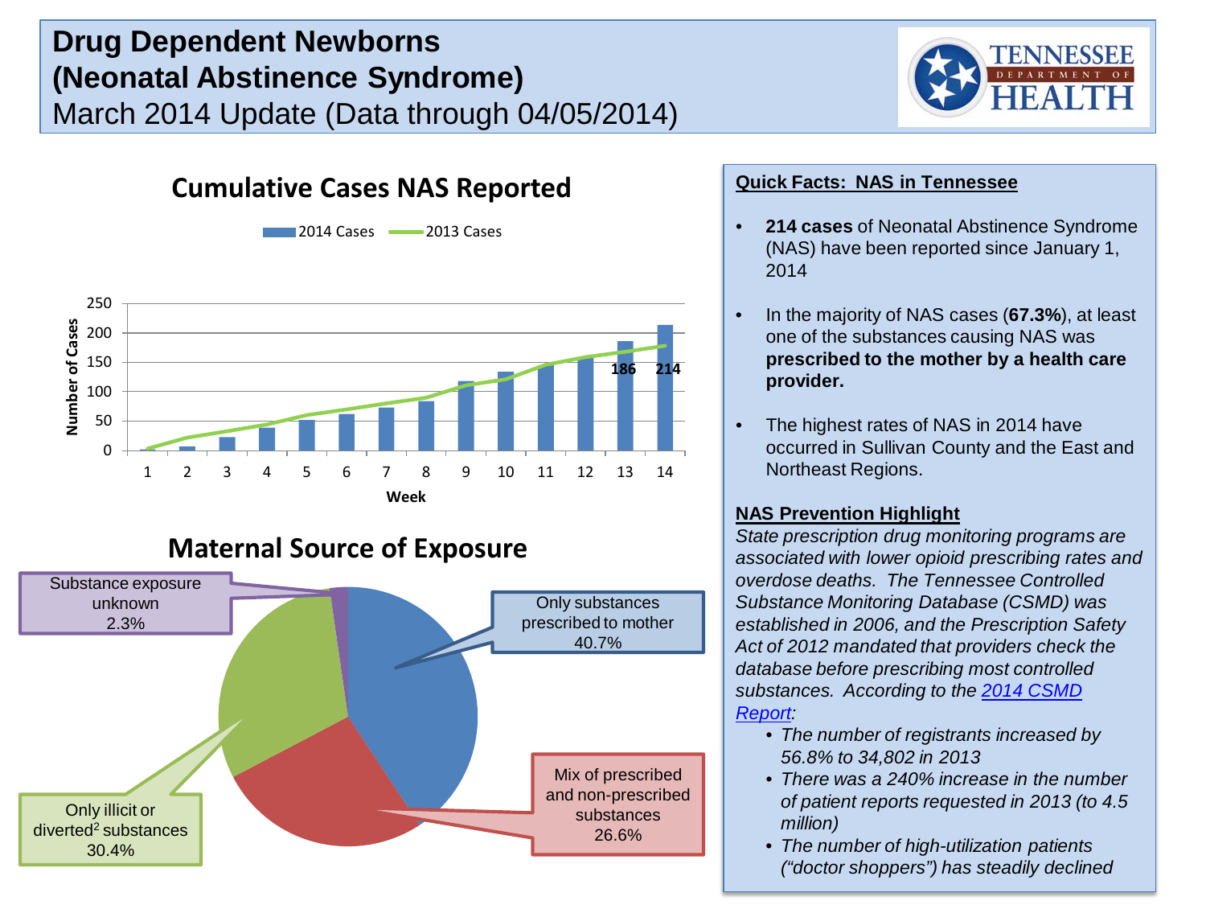# Drug Dependent Newborns (Neonatal Abstinence Syndrome)

March 2014 Update (Data through 04/05/2014)

## Cumulative Cases NAS Reported

2014 Cases — 2013 Cases

Number of Cases (0–250) by Week (1–14)

186 214

## Maternal Source of Exposure

- Only substances prescribed to mother 40.7%
- Mix of prescribed and non-prescribed substances 26.6%
- Only illicit or diverted[2] substances 30.4%
- Substance exposure unknown 2.3%

## Quick Facts: NAS in Tennessee

- **214 cases** of Neonatal Abstinence Syndrome (NAS) have been reported since January 1, 2014
- In the majority of NAS cases (**67.3%**), at least one of the substances causing NAS was **prescribed to the mother by a health care provider.**
- The highest rates of NAS in 2014 have occurred in Sullivan County and the East and Northeast Regions.

## NAS Prevention Highlight

*State prescription drug monitoring programs are associated with lower opioid prescribing rates and overdose deaths. The Tennessee Controlled Substance Monitoring Database (CSMD) was established in 2006, and the Prescription Safety Act of 2012 mandated that providers check the database before prescribing most controlled substances. According to the 2014 CSMD Report:*

- *The number of registrants increased by 56.8% to 34,802 in 2013*
- *There was a 240% increase in the number of patient reports requested in 2013 (to 4.5 million)*
- *The number of high-utilization patients ("doctor shoppers") has steadily declined*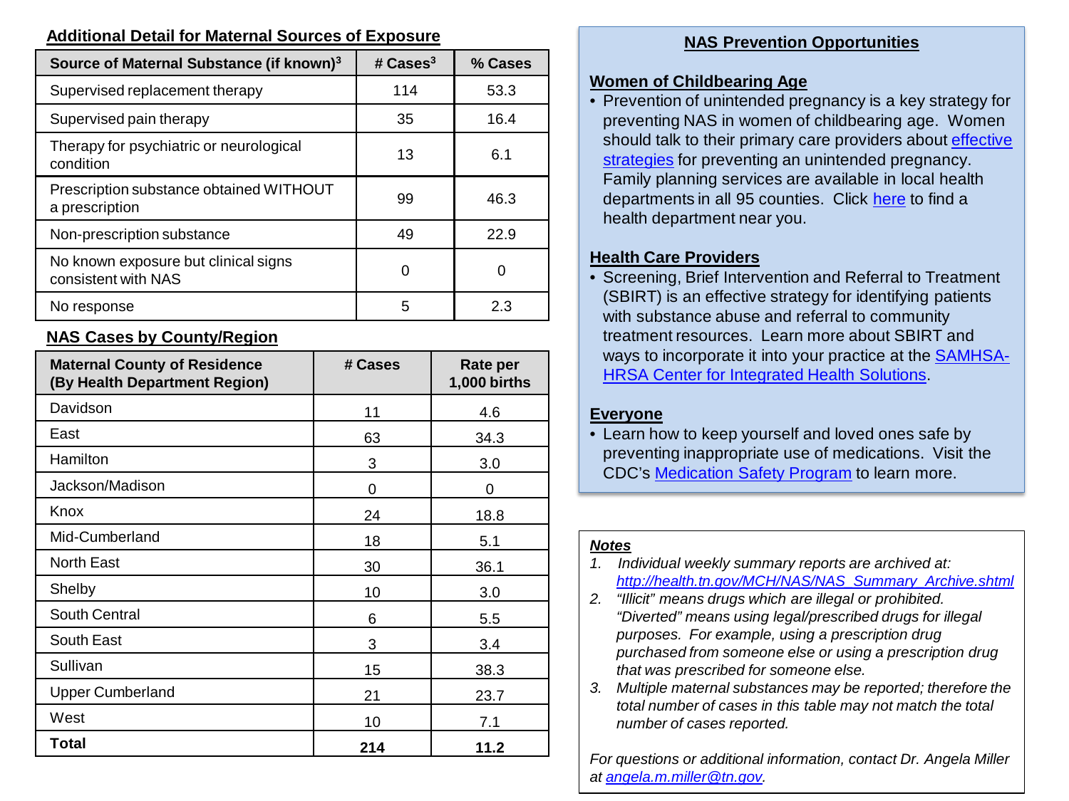## Additional Detail for Maternal Sources of Exposure

| Source of Maternal Substance (if known)[3] | # Cases[3] | % Cases |
|---|---|---|
| Supervised replacement therapy | 114 | 53.3 |
| Supervised pain therapy | 35 | 16.4 |
| Therapy for psychiatric or neurological condition | 13 | 6.1 |
| Prescription substance obtained WITHOUT a prescription | 99 | 46.3 |
| Non-prescription substance | 49 | 22.9 |
| No known exposure but clinical signs consistent with NAS | 0 | 0 |
| No response | 5 | 2.3 |

## NAS Cases by County/Region

| Maternal County of Residence (By Health Department Region) | # Cases | Rate per 1,000 births |
|---|---|---|
| Davidson | 11 | 4.6 |
| East | 63 | 34.3 |
| Hamilton | 3 | 3.0 |
| Jackson/Madison | 0 | 0 |
| Knox | 24 | 18.8 |
| Mid-Cumberland | 18 | 5.1 |
| North East | 30 | 36.1 |
| Shelby | 10 | 3.0 |
| South Central | 6 | 5.5 |
| South East | 3 | 3.4 |
| Sullivan | 15 | 38.3 |
| Upper Cumberland | 21 | 23.7 |
| West | 10 | 7.1 |
| **Total** | **214** | **11.2** |

## NAS Prevention Opportunities

### Women of Childbearing Age

- Prevention of unintended pregnancy is a key strategy for preventing NAS in women of childbearing age. Women should talk to their primary care providers about effective strategies for preventing an unintended pregnancy. Family planning services are available in local health departments in all 95 counties. Click here to find a health department near you.

### Health Care Providers

- Screening, Brief Intervention and Referral to Treatment (SBIRT) is an effective strategy for identifying patients with substance abuse and referral to community treatment resources. Learn more about SBIRT and ways to incorporate it into your practice at the SAMHSA-HRSA Center for Integrated Health Solutions.

### Everyone

- Learn how to keep yourself and loved ones safe by preventing inappropriate use of medications. Visit the CDC's Medication Safety Program to learn more.

***Notes***

1. *Individual weekly summary reports are archived at: http://health.tn.gov/MCH/NAS/NAS_Summary_Archive.shtml*
2. *"Illicit" means drugs which are illegal or prohibited. "Diverted" means using legal/prescribed drugs for illegal purposes. For example, using a prescription drug purchased from someone else or using a prescription drug that was prescribed for someone else.*
3. *Multiple maternal substances may be reported; therefore the total number of cases in this table may not match the total number of cases reported.*

*For questions or additional information, contact Dr. Angela Miller at angela.m.miller@tn.gov.*